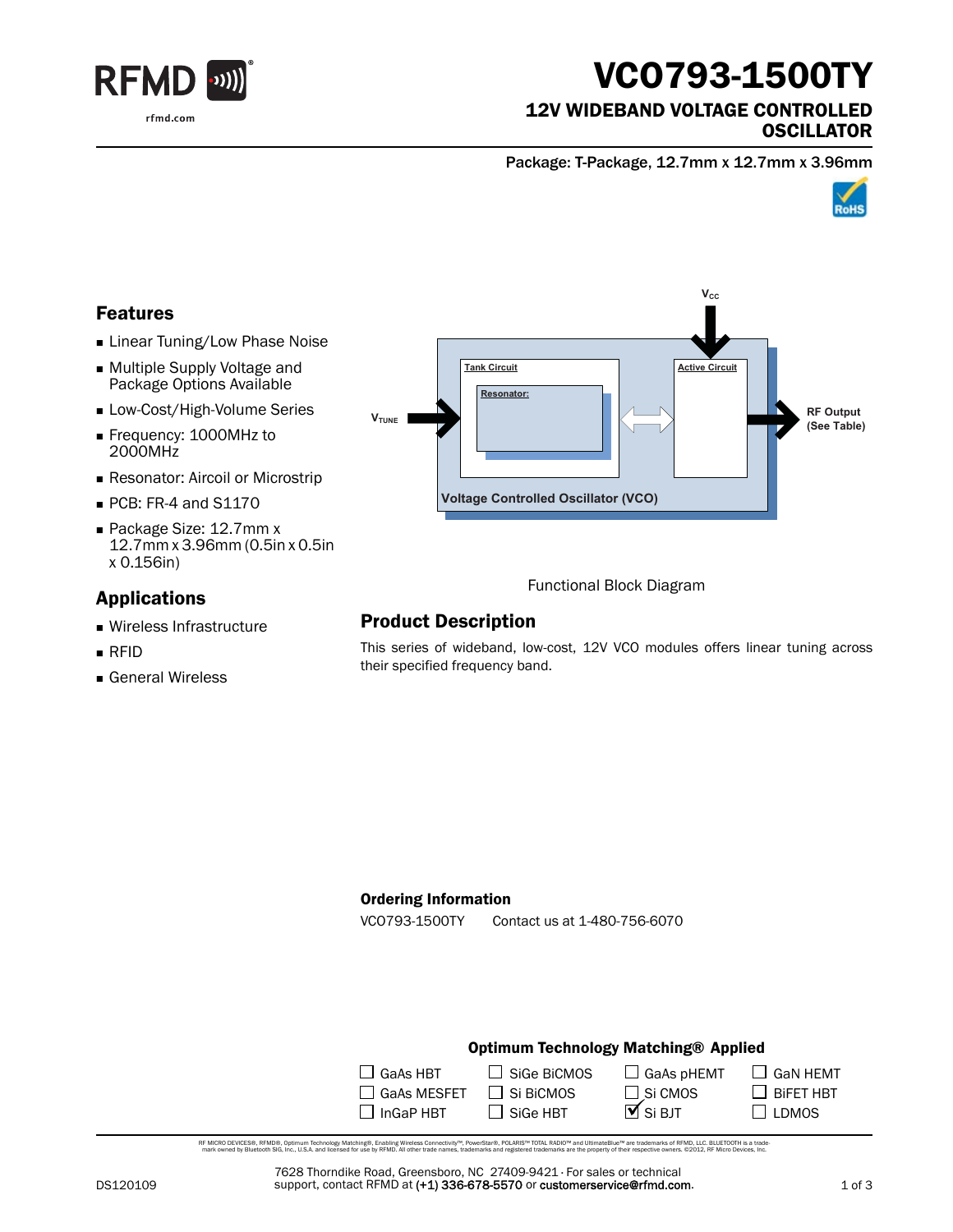# VCO793-1500TY

## 12V WIDEBAND VOLTAGE CONTROLLED OSCILLATOR

Package: T-Package, 12.7mm x 12.7mm x 3.96mm

## Features

- Linear Tuning/Low Phase Noise
- Multiple Supply Voltage and Package Options Available
- Low-Cost/High-Volume Series
- Frequency: 1000MHz to 2000MHz
- Resonator: Aircoil or Microstrip
- PCB: FR-4 and S1170
- Package Size: 12.7mm x 12.7mm x 3.96mm (0.5in x 0.5in x 0.156in)

## Applications

- Wireless Infrastructure
- RFID
- General Wireless

$V_{CC}$

Tank Circuit

Resonator:

Active Circuit

$V_{TUNE}$

RF Output (See Table)

Voltage Controlled Oscillator (VCO)

Functional Block Diagram

## Product Description

This series of wideband, low-cost, 12V VCO modules offers linear tuning across their specified frequency band.

### Ordering Information

VCO793-1500TY Contact us at 1-480-756-6070

### Optimum Technology Matching® Applied

| | | | |
|---|---|---|---|
| ☐ GaAs HBT | ☐ SiGe BiCMOS | ☐ GaAs pHEMT | ☐ GaN HEMT |
| ☐ GaAs MESFET | ☐ Si BiCMOS | ☐ Si CMOS | ☐ BiFET HBT |
| ☐ InGaP HBT | ☐ SiGe HBT | ☑ Si BJT | ☐ LDMOS |

RF MICRO DEVICES®, RFMD®, Optimum Technology Matching®, Enabling Wireless Connectivity™, PowerStar®, POLARIS™ TOTAL RADIO™ and UltimateBlue™ are trademarks of RFMD, LLC. BLUETOOTH is a trademark owned by Bluetooth SIG, Inc., U.S.A. and licensed for use by RFMD. All other trade names, trademarks and registered trademarks are the property of their respective owners. ©2012, RF Micro Devices, Inc.

DS120109

7628 Thorndike Road, Greensboro, NC 27409-9421 · For sales or technical support, contact RFMD at (+1) 336-678-5570 or customerservice@rfmd.com.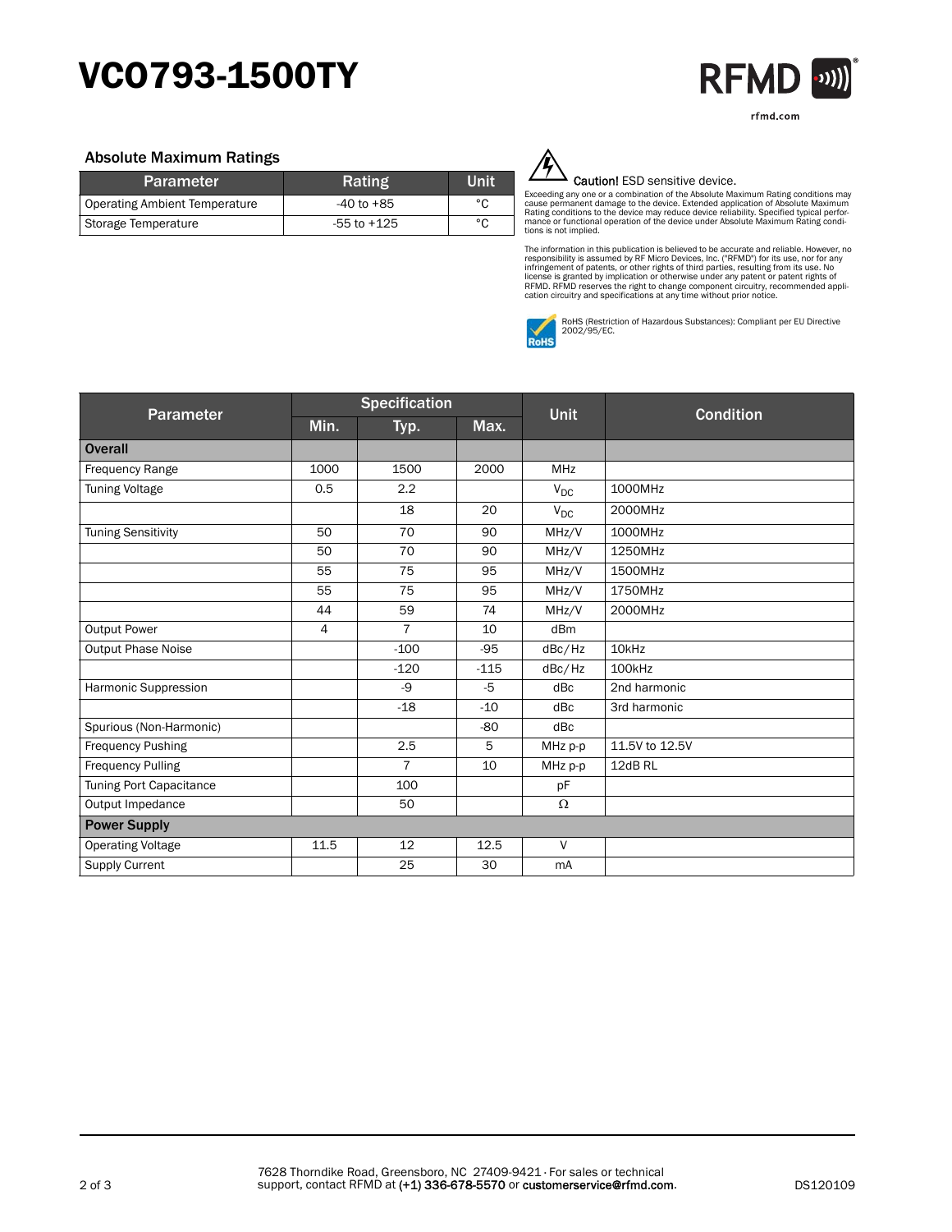# VCO793-1500TY

### Absolute Maximum Ratings

| Parameter | Rating | Unit |
|---|---|---|
| Operating Ambient Temperature | -40 to +85 | °C |
| Storage Temperature | -55 to +125 | °C |

**Caution!** ESD sensitive device.

Exceeding any one or a combination of the Absolute Maximum Rating conditions may cause permanent damage to the device. Extended application of Absolute Maximum Rating conditions to the device may reduce device reliability. Specified typical performance or functional operation of the device under Absolute Maximum Rating conditions is not implied.

The information in this publication is believed to be accurate and reliable. However, no responsibility is assumed by RF Micro Devices, Inc. ("RFMD") for its use, nor for any infringement of patents, or other rights of third parties, resulting from its use. No license is granted by implication or otherwise under any patent or patent rights of RFMD. RFMD reserves the right to change component circuitry, recommended application circuitry and specifications at any time without prior notice.

RoHS (Restriction of Hazardous Substances): Compliant per EU Directive 2002/95/EC.

| Parameter | Specification | | | Unit | Condition |
|---|---|---|---|---|---|
| | Min. | Typ. | Max. | | |
| **Overall** | | | | | |
| Frequency Range | 1000 | 1500 | 2000 | MHz | |
| Tuning Voltage | 0.5 | 2.2 | | $V_{DC}$ | 1000MHz |
| | | 18 | 20 | $V_{DC}$ | 2000MHz |
| Tuning Sensitivity | 50 | 70 | 90 | MHz/V | 1000MHz |
| | 50 | 70 | 90 | MHz/V | 1250MHz |
| | 55 | 75 | 95 | MHz/V | 1500MHz |
| | 55 | 75 | 95 | MHz/V | 1750MHz |
| | 44 | 59 | 74 | MHz/V | 2000MHz |
| Output Power | 4 | 7 | 10 | dBm | |
| Output Phase Noise | | -100 | -95 | dBc/Hz | 10kHz |
| | | -120 | -115 | dBc/Hz | 100kHz |
| Harmonic Suppression | | -9 | -5 | dBc | 2nd harmonic |
| | | -18 | -10 | dBc | 3rd harmonic |
| Spurious (Non-Harmonic) | | | -80 | dBc | |
| Frequency Pushing | | 2.5 | 5 | MHz p-p | 11.5V to 12.5V |
| Frequency Pulling | | 7 | 10 | MHz p-p | 12dB RL |
| Tuning Port Capacitance | | 100 | | pF | |
| Output Impedance | | 50 | | Ω | |
| **Power Supply** | | | | | |
| Operating Voltage | 11.5 | 12 | 12.5 | V | |
| Supply Current | | 25 | 30 | mA | |

7628 Thorndike Road, Greensboro, NC 27409-9421 · For sales or technical support, contact RFMD at (+1) 336-678-5570 or customerservice@rfmd.com.

DS120109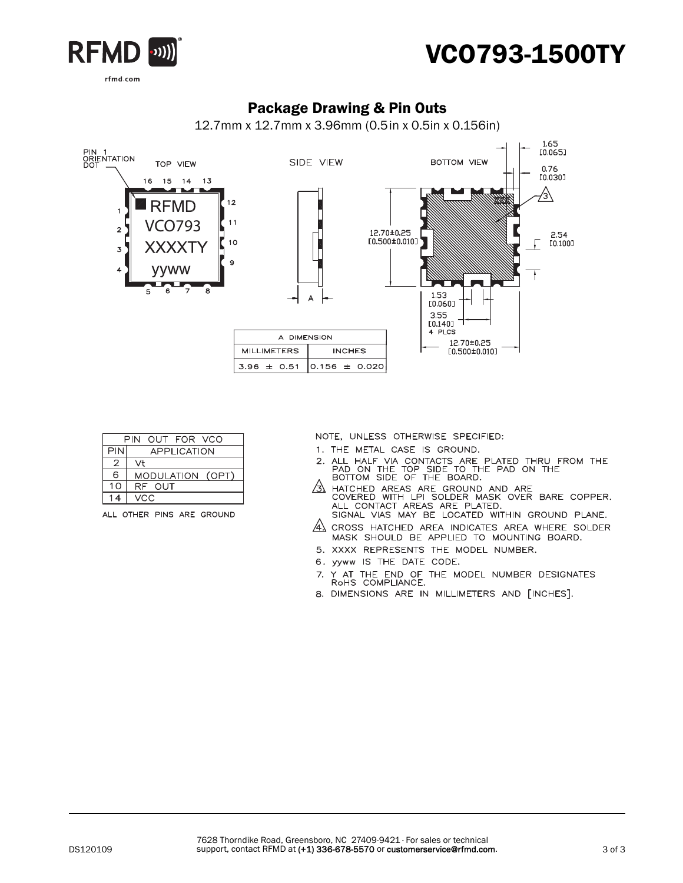## Package Drawing & Pin Outs

12.7mm x 12.7mm x 3.96mm (0.5in x 0.5in x 0.156in)

PIN 1 ORIENTATION DOT

TOP VIEW

16 15 14 13

1 2 3 4

12 11 10 9

5 6 7 8

RFMD

VCO793

XXXXTY

yyww

SIDE VIEW

A

BOTTOM VIEW

1.65 [0.065]

0.76 [0.030]

3

XXX

12.70±0.25 [0.500±0.010]

2.54 [0.100]

1.53 [0.060]

3.55 [0.140] 4 PLCS

12.70±0.25 [0.500±0.010]

| A DIMENSION | |
|---|---|
| MILLIMETERS | INCHES |
| 3.96 ± 0.51 | 0.156 ± 0.020 |

| PIN OUT FOR VCO | |
|---|---|
| PIN | APPLICATION |
| 2 | Vt |
| 6 | MODULATION (OPT) |
| 10 | RF OUT |
| 14 | VCC |

ALL OTHER PINS ARE GROUND

NOTE, UNLESS OTHERWISE SPECIFIED:

1. THE METAL CASE IS GROUND.
2. ALL HALF VIA CONTACTS ARE PLATED THRU FROM THE PAD ON THE TOP SIDE TO THE PAD ON THE BOTTOM SIDE OF THE BOARD.
3. HATCHED AREAS ARE GROUND AND ARE COVERED WITH LPI SOLDER MASK OVER BARE COPPER. ALL CONTACT AREAS ARE PLATED. SIGNAL VIAS MAY BE LOCATED WITHIN GROUND PLANE.
4. CROSS HATCHED AREA INDICATES AREA WHERE SOLDER MASK SHOULD BE APPLIED TO MOUNTING BOARD.
5. XXXX REPRESENTS THE MODEL NUMBER.
6. yyww IS THE DATE CODE.
7. Y AT THE END OF THE MODEL NUMBER DESIGNATES RoHS COMPLIANCE.
8. DIMENSIONS ARE IN MILLIMETERS AND [INCHES].

DS120109

7628 Thorndike Road, Greensboro, NC 27409-9421 · For sales or technical support, contact RFMD at (+1) 336-678-5570 or customerservice@rfmd.com.